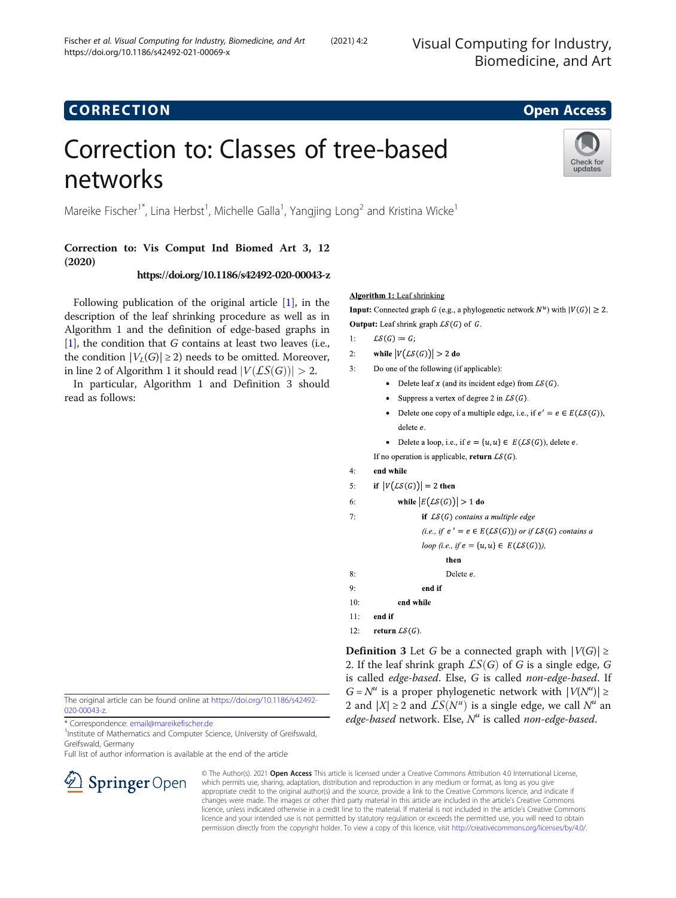# CORRECTION

**Open Access**

# Correction to: Classes of tree-based networks

Mareike Fischer[1*], Lina Herbst[1], Michelle Galla[1], Yangjing Long[2] and Kristina Wicke[1]

**Correction to: Vis Comput Ind Biomed Art 3, 12 (2020)**

**https://doi.org/10.1186/s42492-020-00043-z**

Following publication of the original article [1], in the description of the leaf shrinking procedure as well as in Algorithm 1 and the definition of edge-based graphs in [1], the condition that $G$ contains at least two leaves (i.e., the condition $|V_L(G)| \geq 2$) needs to be omitted. Moreover, in line 2 of Algorithm 1 it should read $|V(\mathcal{LS}(G))| > 2$.

In particular, Algorithm 1 and Definition 3 should read as follows:

**Algorithm 1:** Leaf shrinking

**Input:** Connected graph $G$ (e.g., a phylogenetic network $N^u$) with $|V(G)| \geq 2$.

**Output:** Leaf shrink graph $\mathcal{LS}(G)$ of $G$.

1: $\mathcal{LS}(G) := G$;

2: **while** $|V(\mathcal{LS}(G))| > 2$ **do**

3: Do one of the following (if applicable):

- Delete leaf $x$ (and its incident edge) from $\mathcal{LS}(G)$.
- Suppress a vertex of degree 2 in $\mathcal{LS}(G)$.
- Delete one copy of a multiple edge, i.e., if $e' = e \in E(\mathcal{LS}(G))$, delete $e$.
- Delete a loop, i.e., if $e = \{u, u\} \in E(\mathcal{LS}(G))$, delete $e$.

If no operation is applicable, **return** $\mathcal{LS}(G)$.

4: **end while**

5: **if** $|V(\mathcal{LS}(G))| = 2$ **then**

6: **while** $|E(\mathcal{LS}(G))| > 1$ **do**

7: **if** *$\mathcal{LS}(G)$ contains a multiple edge (i.e., if $e' = e \in E(\mathcal{LS}(G))$) or if $\mathcal{LS}(G)$ contains a loop (i.e., if $e = \{u, u\} \in E(\mathcal{LS}(G))$),* **then**

8: Delete $e$.

9: **end if**

10: **end while**

11: **end if**

12: **return** $\mathcal{LS}(G)$.

**Definition 3** Let $G$ be a connected graph with $|V(G)| \geq 2$. If the leaf shrink graph $\mathcal{LS}(G)$ of $G$ is a single edge, $G$ is called *edge-based*. Else, $G$ is called *non-edge-based*. If $G = N^u$ is a proper phylogenetic network with $|V(N^u)| \geq 2$ and $|X| \geq 2$ and $\mathcal{LS}(N^u)$ is a single edge, we call $N^u$ an *edge-based* network. Else, $N^u$ is called *non-edge-based*.

The original article can be found online at https://doi.org/10.1186/s42492-020-00043-z.

\* Correspondence: email@mareikefischer.de

[1]Institute of Mathematics and Computer Science, University of Greifswald, Greifswald, Germany

Full list of author information is available at the end of the article

© The Author(s). 2021 **Open Access** This article is licensed under a Creative Commons Attribution 4.0 International License, which permits use, sharing, adaptation, distribution and reproduction in any medium or format, as long as you give appropriate credit to the original author(s) and the source, provide a link to the Creative Commons licence, and indicate if changes were made. The images or other third party material in this article are included in the article's Creative Commons licence, unless indicated otherwise in a credit line to the material. If material is not included in the article's Creative Commons licence and your intended use is not permitted by statutory regulation or exceeds the permitted use, you will need to obtain permission directly from the copyright holder. To view a copy of this licence, visit http://creativecommons.org/licenses/by/4.0/.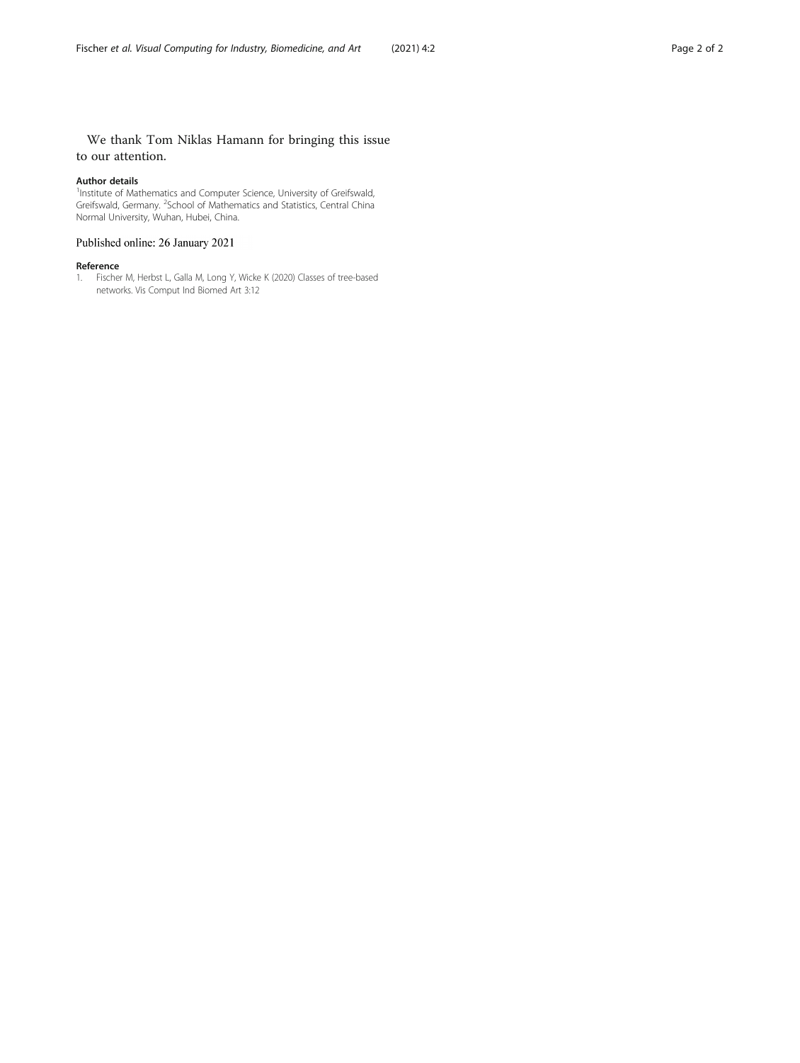We thank Tom Niklas Hamann for bringing this issue to our attention.

#### Author details

[1]Institute of Mathematics and Computer Science, University of Greifswald, Greifswald, Germany. [2]School of Mathematics and Statistics, Central China Normal University, Wuhan, Hubei, China.

Published online: 26 January 2021

#### Reference

1. Fischer M, Herbst L, Galla M, Long Y, Wicke K (2020) Classes of tree-based networks. Vis Comput Ind Biomed Art 3:12